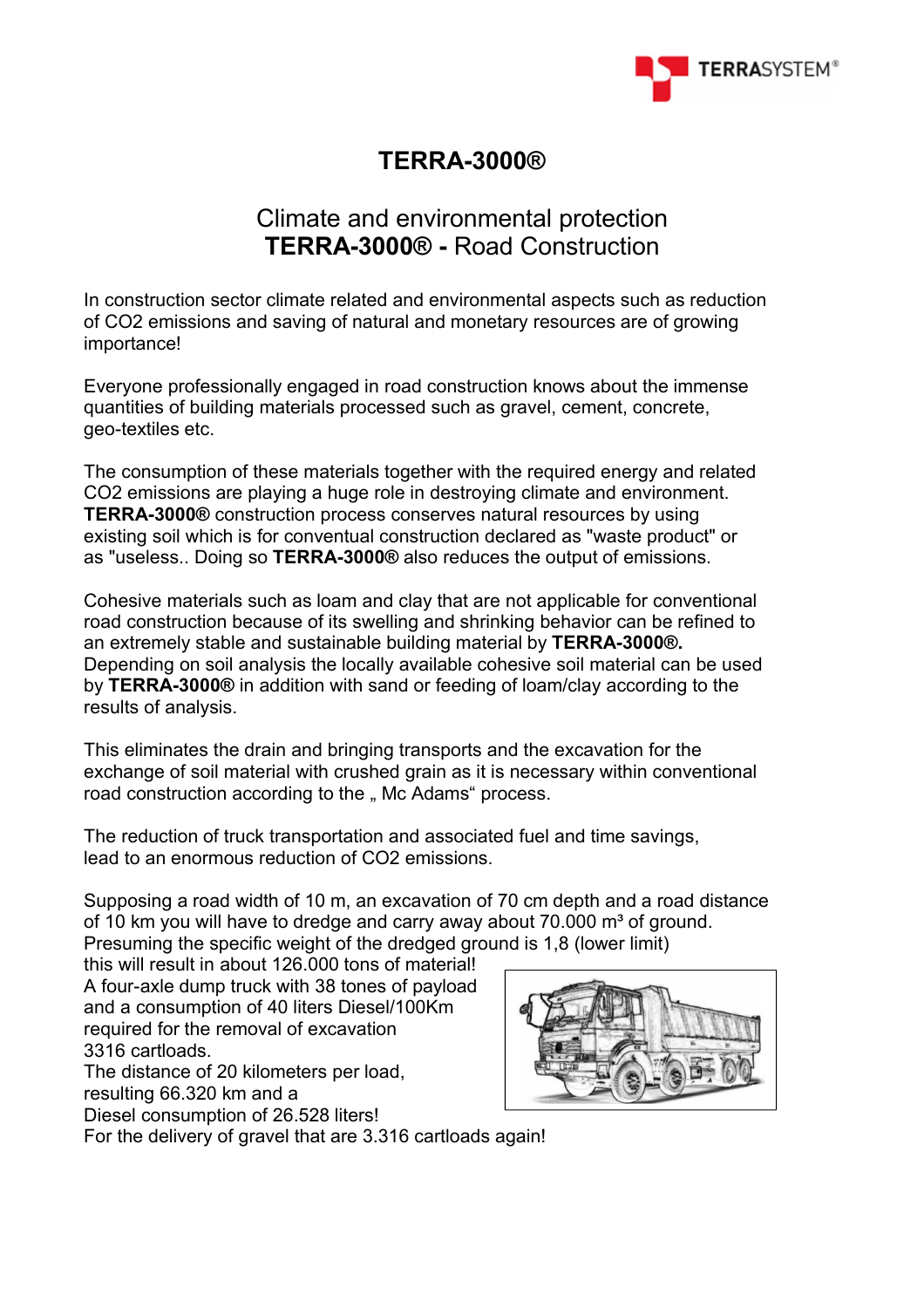# TERRA-3000®

## Climate and environmental protection
## **TERRA-3000® -** Road Construction

In construction sector climate related and environmental aspects such as reduction of CO2 emissions and saving of natural and monetary resources are of growing importance!

Everyone professionally engaged in road construction knows about the immense quantities of building materials processed such as gravel, cement, concrete, geo-textiles etc.

The consumption of these materials together with the required energy and related CO2 emissions are playing a huge role in destroying climate and environment. **TERRA-3000®** construction process conserves natural resources by using existing soil which is for conventual construction declared as "waste product" or as "useless.. Doing so **TERRA-3000®** also reduces the output of emissions.

Cohesive materials such as loam and clay that are not applicable for conventional road construction because of its swelling and shrinking behavior can be refined to an extremely stable and sustainable building material by **TERRA-3000®.** Depending on soil analysis the locally available cohesive soil material can be used by **TERRA-3000®** in addition with sand or feeding of loam/clay according to the results of analysis.

This eliminates the drain and bringing transports and the excavation for the exchange of soil material with crushed grain as it is necessary within conventional road construction according to the „ Mc Adams“ process.

The reduction of truck transportation and associated fuel and time savings, lead to an enormous reduction of CO2 emissions.

Supposing a road width of 10 m, an excavation of 70 cm depth and a road distance of 10 km you will have to dredge and carry away about 70.000 m³ of ground. Presuming the specific weight of the dredged ground is 1,8 (lower limit) this will result in about 126.000 tons of material!
A four-axle dump truck with 38 tones of payload and a consumption of 40 liters Diesel/100Km required for the removal of excavation 3316 cartloads.
The distance of 20 kilometers per load, resulting 66.320 km and a Diesel consumption of 26.528 liters!
For the delivery of gravel that are 3.316 cartloads again!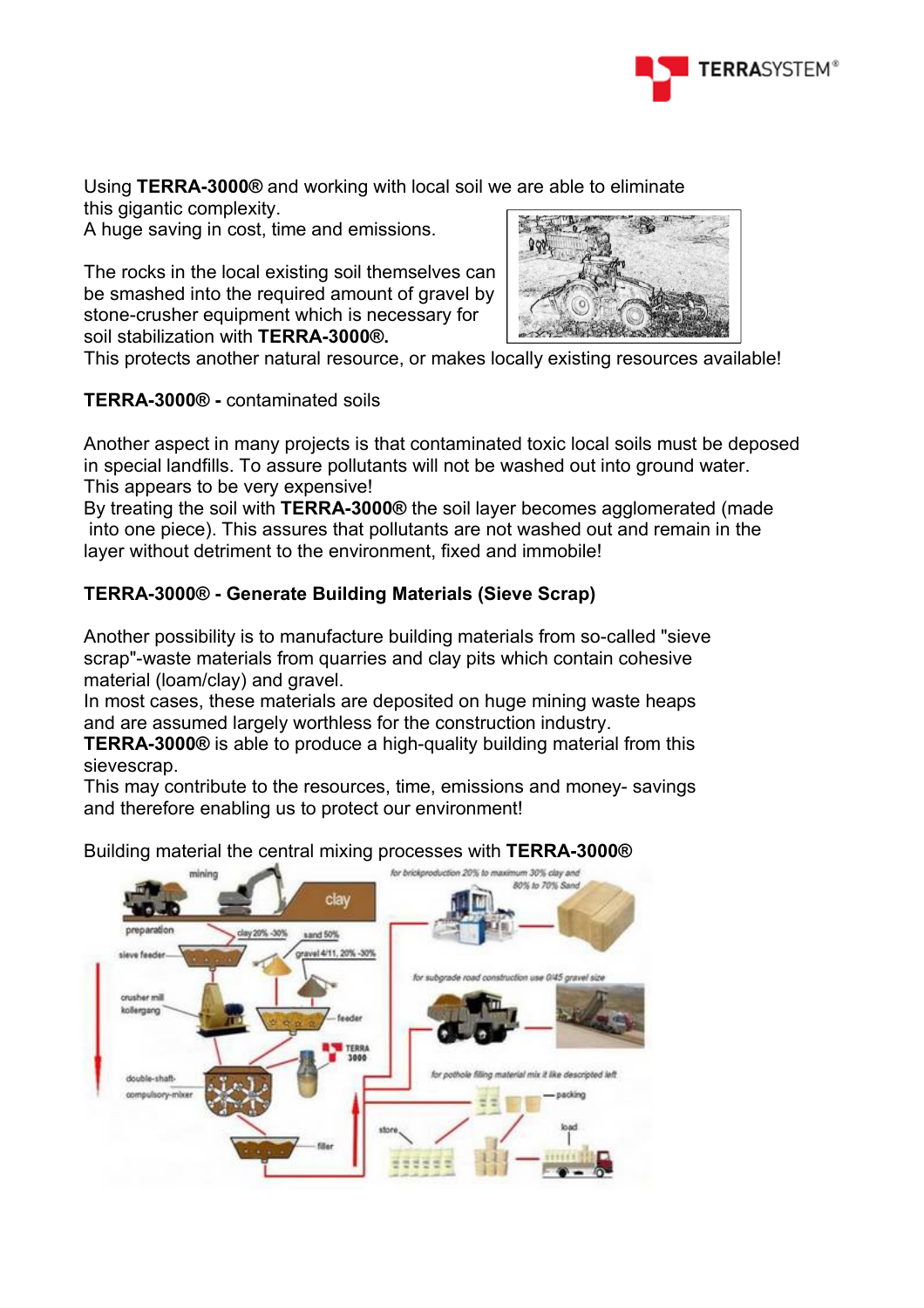Using **TERRA-3000®** and working with local soil we are able to eliminate this gigantic complexity.
A huge saving in cost, time and emissions.

The rocks in the local existing soil themselves can be smashed into the required amount of gravel by stone-crusher equipment which is necessary for soil stabilization with **TERRA-3000®.**
This protects another natural resource, or makes locally existing resources available!

**TERRA-3000® -** contaminated soils

Another aspect in many projects is that contaminated toxic local soils must be deposed in special landfills. To assure pollutants will not be washed out into ground water.
This appears to be very expensive!
By treating the soil with **TERRA-3000®** the soil layer becomes agglomerated (made into one piece). This assures that pollutants are not washed out and remain in the layer without detriment to the environment, fixed and immobile!

**TERRA-3000® - Generate Building Materials (Sieve Scrap)**

Another possibility is to manufacture building materials from so-called "sieve scrap"-waste materials from quarries and clay pits which contain cohesive material (loam/clay) and gravel.
In most cases, these materials are deposited on huge mining waste heaps and are assumed largely worthless for the construction industry.
**TERRA-3000®** is able to produce a high-quality building material from this sievescrap.
This may contribute to the resources, time, emissions and money- savings and therefore enabling us to protect our environment!

Building material the central mixing processes with **TERRA-3000®**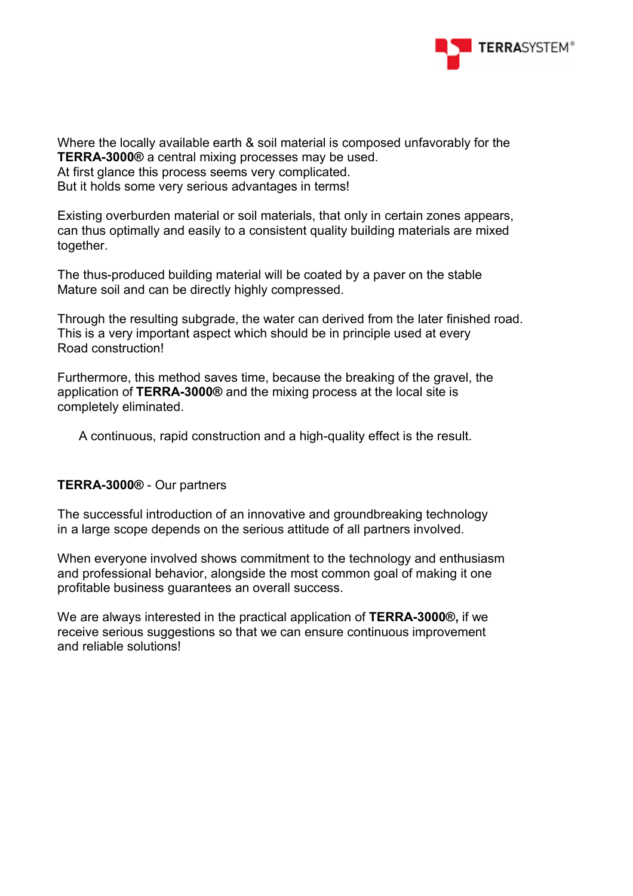Where the locally available earth & soil material is composed unfavorably for the **TERRA-3000®** a central mixing processes may be used.
At first glance this process seems very complicated.
But it holds some very serious advantages in terms!

Existing overburden material or soil materials, that only in certain zones appears, can thus optimally and easily to a consistent quality building materials are mixed together.

The thus-produced building material will be coated by a paver on the stable Mature soil and can be directly highly compressed.

Through the resulting subgrade, the water can derived from the later finished road. This is a very important aspect which should be in principle used at every Road construction!

Furthermore, this method saves time, because the breaking of the gravel, the application of **TERRA-3000®** and the mixing process at the local site is completely eliminated.

A continuous, rapid construction and a high-quality effect is the result.

**TERRA-3000®** - Our partners

The successful introduction of an innovative and groundbreaking technology in a large scope depends on the serious attitude of all partners involved.

When everyone involved shows commitment to the technology and enthusiasm and professional behavior, alongside the most common goal of making it one profitable business guarantees an overall success.

We are always interested in the practical application of **TERRA-3000®,** if we receive serious suggestions so that we can ensure continuous improvement and reliable solutions!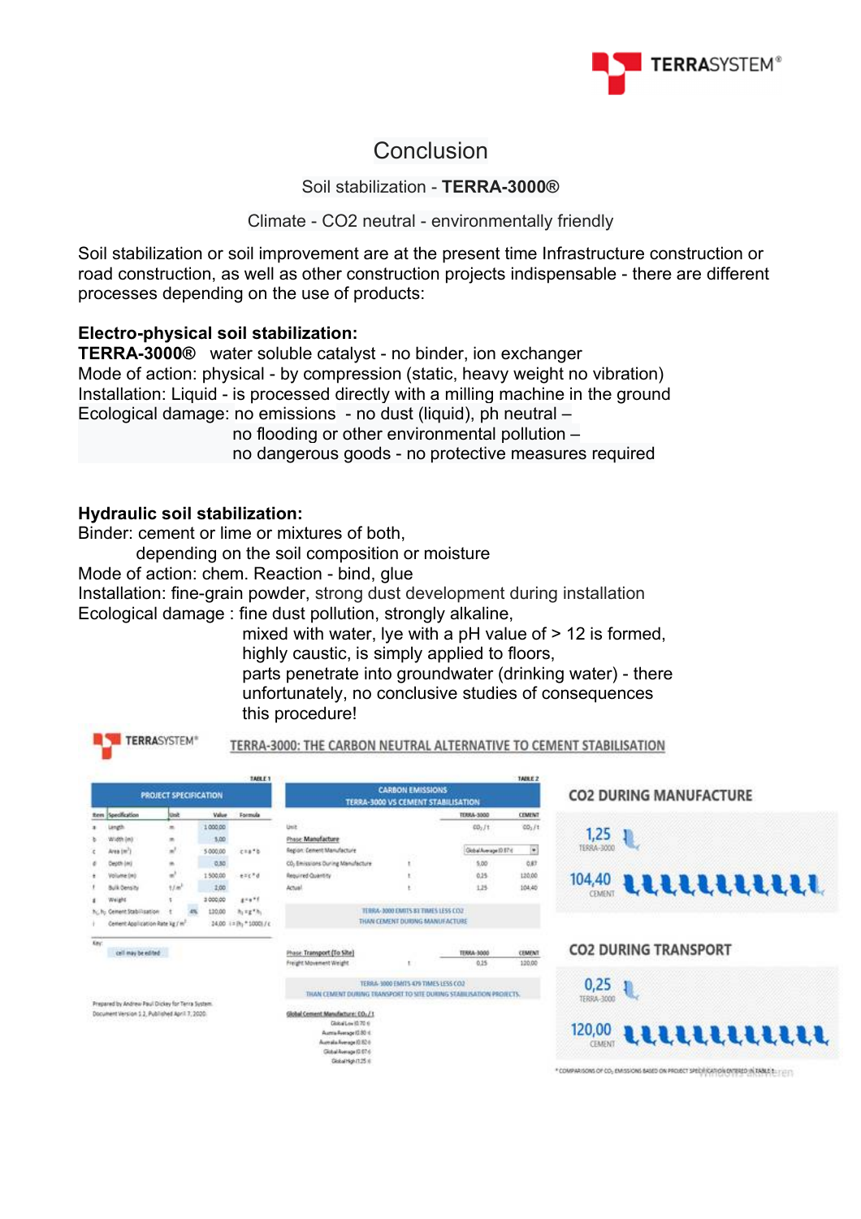# Conclusion

Soil stabilization - **TERRA-3000®**

Climate - $CO_2$ neutral - environmentally friendly

Soil stabilization or soil improvement are at the present time Infrastructure construction or road construction, as well as other construction projects indispensable - there are different processes depending on the use of products:

**Electro-physical soil stabilization:**
**TERRA-3000®** water soluble catalyst - no binder, ion exchanger
Mode of action: physical - by compression (static, heavy weight no vibration)
Installation: Liquid - is processed directly with a milling machine in the ground
Ecological damage: no emissions - no dust (liquid), ph neutral –
no flooding or other environmental pollution –
no dangerous goods - no protective measures required

**Hydraulic soil stabilization:**
Binder: cement or lime or mixtures of both,
depending on the soil composition or moisture
Mode of action: chem. Reaction - bind, glue
Installation: fine-grain powder, strong dust development during installation
Ecological damage : fine dust pollution, strongly alkaline,
mixed with water, lye with a pH value of > 12 is formed,
highly caustic, is simply applied to floors,
parts penetrate into groundwater (drinking water) - there
unfortunately, no conclusive studies of consequences
this procedure!

TERRASYSTEM®

TERRA-3000: THE CARBON NEUTRAL ALTERNATIVE TO CEMENT STABILISATION

TABLE 1

| PROJECT SPECIFICATION | | | | |
|---|---|---|---|---|
| Item | Specification | Unit | Value | Formula |
| a | Length | m | 1 000,00 | |
| b | Width (m) | m | 5,00 | |
| c | Area ($m^2$) | $m^2$ | 5 000,00 | c = a * b |
| d | Depth (m) | m | 0,30 | |
| e | Volume (m) | $m^3$ | 1 500,00 | e = c * d |
| f | Bulk Density | t / $m^3$ | 2,00 | |
| g | Weight | t | 3 000,00 | g = e * f |
| $h_1$, $h_2$ | Cement Stabilisation | t 4% | 120,00 | $h_2$ = g * $h_1$ |
| i | Cement Application Rate kg / $m^2$ | | 24,00 | i = ($h_2$ * 1000) / c |

Key: cell may be edited

Prepared by Andrew Paul Dickey for Terra System.
Document Version 1.2, Published April 7, 2020.

TABLE 2

| CARBON EMISSIONS TERRA-3000 VS CEMENT STABILISATION | | | |
|---|---|---|---|
| | | TERRA-3000 | CEMENT |
| Unit | | $CO_2$ / t | $CO_2$ / t |
| Phase: Manufacture | | | |
| Region: Cement Manufacture | | | Global Average (0.87 t) |
| $CO_2$ Emissions During Manufacture | t | 5,00 | 0,87 |
| Required Quantity | t | 0,25 | 120,00 |
| Actual | t | 1,25 | 104,40 |
| TERRA-3000 EMITS 83 TIMES LESS CO2 THAN CEMENT DURING MANUFACTURE | | | |
| Phase: Transport (To Site) | | TERRA-3000 | CEMENT |
| Freight Movement Weight | t | 0,25 | 120,00 |
| TERRA-3000 EMITS 479 TIMES LESS CO2 THAN CEMENT DURING TRANSPORT TO SITE DURING STABILISATION PROJECTS. | | | |

Global Cement Manufacture: $CO_2$ / t
Global Low (0.70 t)
Aurora Average (0.80 t)
Australia Average (0.82 t)
Global Average (0.87 t)
Global High (1.25 t)

CO2 DURING MANUFACTURE

1,25
TERRA-3000

104,40
CEMENT

CO2 DURING TRANSPORT

0,25
TERRA-3000

120,00
CEMENT

* COMPARISONS OF $CO_2$ EMISSIONS BASED ON PROJECT SPECIFICATION ENTERED IN TABLE 1